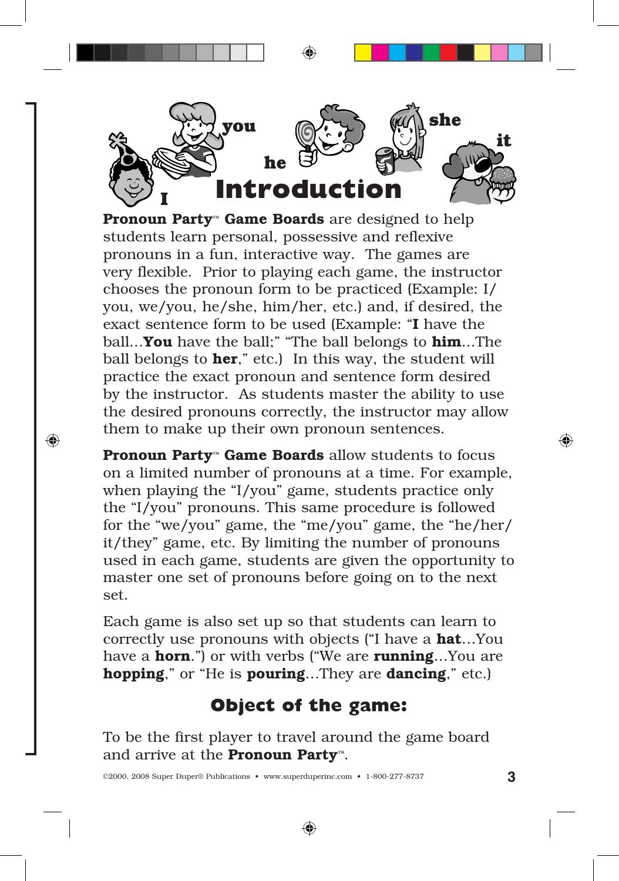# Introduction

**Pronoun Party™ Game Boards** are designed to help students learn personal, possessive and reflexive pronouns in a fun, interactive way. The games are very flexible. Prior to playing each game, the instructor chooses the pronoun form to be practiced (Example: I/you, we/you, he/she, him/her, etc.) and, if desired, the exact sentence form to be used (Example: "**I** have the ball...**You** have the ball;" "The ball belongs to **him**...The ball belongs to **her**," etc.) In this way, the student will practice the exact pronoun and sentence form desired by the instructor. As students master the ability to use the desired pronouns correctly, the instructor may allow them to make up their own pronoun sentences.

**Pronoun Party™ Game Boards** allow students to focus on a limited number of pronouns at a time. For example, when playing the "I/you" game, students practice only the "I/you" pronouns. This same procedure is followed for the "we/you" game, the "me/you" game, the "he/her/it/they" game, etc. By limiting the number of pronouns used in each game, students are given the opportunity to master one set of pronouns before going on to the next set.

Each game is also set up so that students can learn to correctly use pronouns with objects ("I have a **hat**...You have a **horn**.") or with verbs ("We are **running**...You are **hopping**," or "He is **pouring**...They are **dancing**," etc.)

## Object of the game:

To be the first player to travel around the game board and arrive at the **Pronoun Party™**.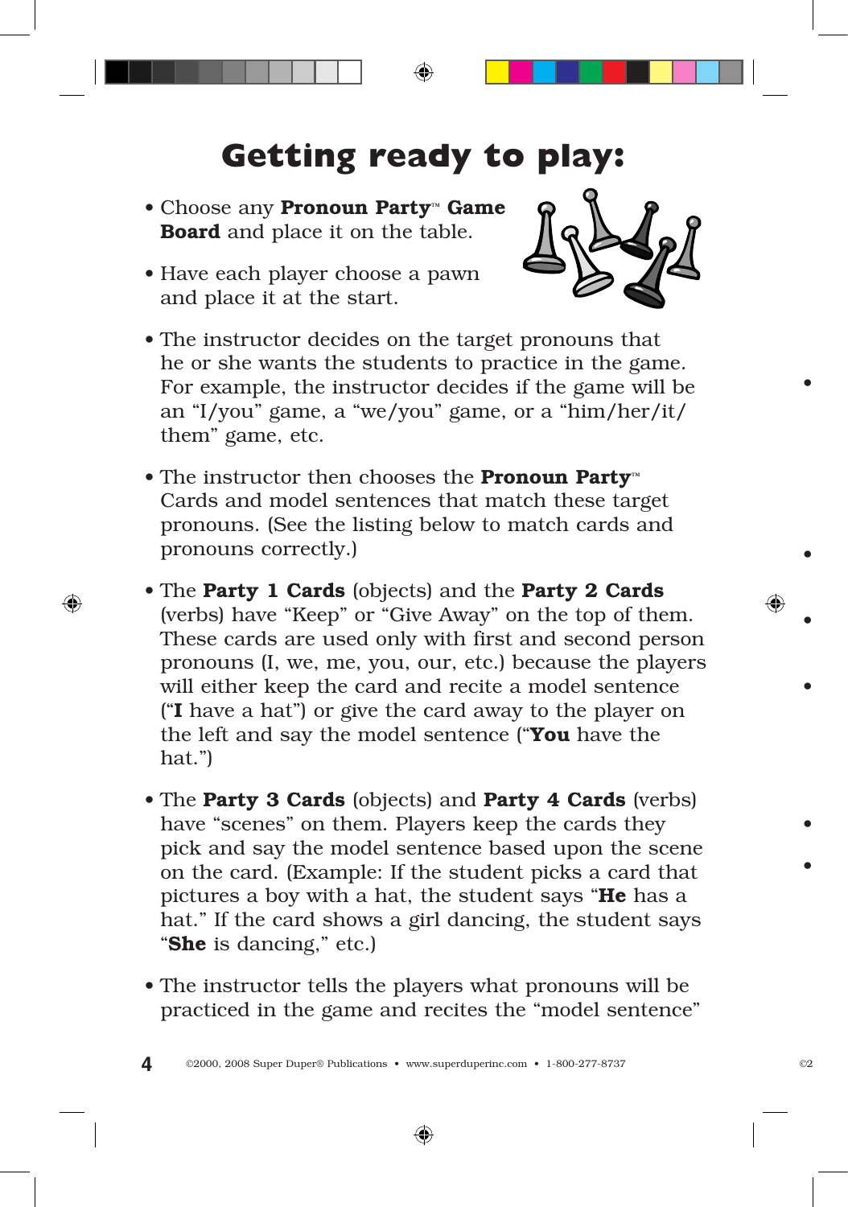# Getting ready to play:

- Choose any **Pronoun Party™ Game Board** and place it on the table.
- Have each player choose a pawn and place it at the start.
- The instructor decides on the target pronouns that he or she wants the students to practice in the game. For example, the instructor decides if the game will be an "I/you" game, a "we/you" game, or a "him/her/it/them" game, etc.
- The instructor then chooses the **Pronoun Party™** Cards and model sentences that match these target pronouns. (See the listing below to match cards and pronouns correctly.)
- The **Party 1 Cards** (objects) and the **Party 2 Cards** (verbs) have "Keep" or "Give Away" on the top of them. These cards are used only with first and second person pronouns (I, we, me, you, our, etc.) because the players will either keep the card and recite a model sentence ("**I** have a hat") or give the card away to the player on the left and say the model sentence ("**You** have the hat.")
- The **Party 3 Cards** (objects) and **Party 4 Cards** (verbs) have "scenes" on them. Players keep the cards they pick and say the model sentence based upon the scene on the card. (Example: If the student picks a card that pictures a boy with a hat, the student says "**He** has a hat." If the card shows a girl dancing, the student says "**She** is dancing," etc.)
- The instructor tells the players what pronouns will be practiced in the game and recites the "model sentence"

©2000, 2008 Super Duper® Publications • www.superduperinc.com • 1-800-277-8737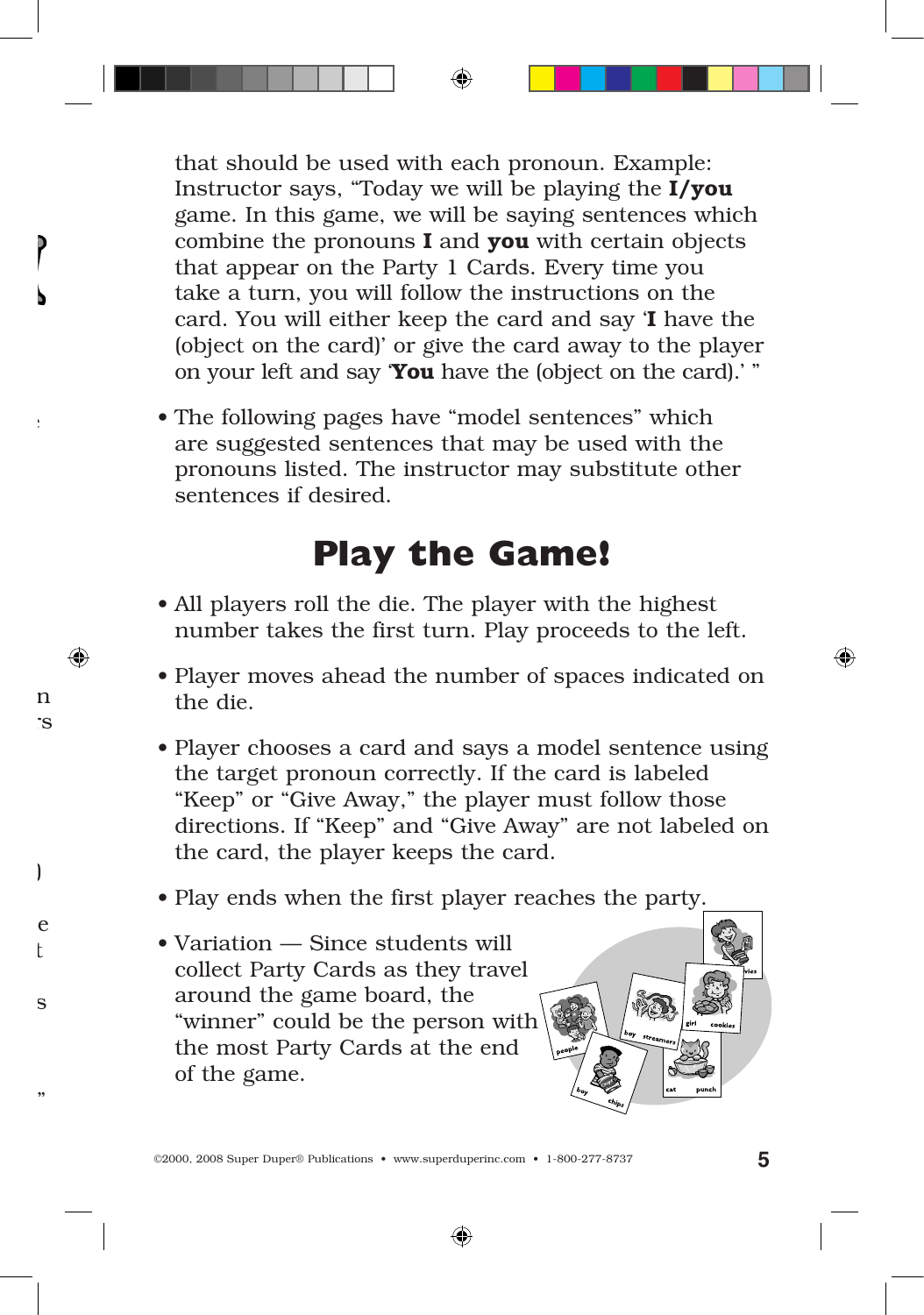that should be used with each pronoun. Example: Instructor says, "Today we will be playing the **I/you** game. In this game, we will be saying sentences which combine the pronouns **I** and **you** with certain objects that appear on the Party 1 Cards. Every time you take a turn, you will follow the instructions on the card. You will either keep the card and say '**I** have the (object on the card)' or give the card away to the player on your left and say '**You** have the (object on the card).' "

- The following pages have "model sentences" which are suggested sentences that may be used with the pronouns listed. The instructor may substitute other sentences if desired.

## Play the Game!

- All players roll the die. The player with the highest number takes the first turn. Play proceeds to the left.
- Player moves ahead the number of spaces indicated on the die.
- Player chooses a card and says a model sentence using the target pronoun correctly. If the card is labeled "Keep" or "Give Away," the player must follow those directions. If "Keep" and "Give Away" are not labeled on the card, the player keeps the card.
- Play ends when the first player reaches the party.
- Variation — Since students will collect Party Cards as they travel around the game board, the "winner" could be the person with the most Party Cards at the end of the game.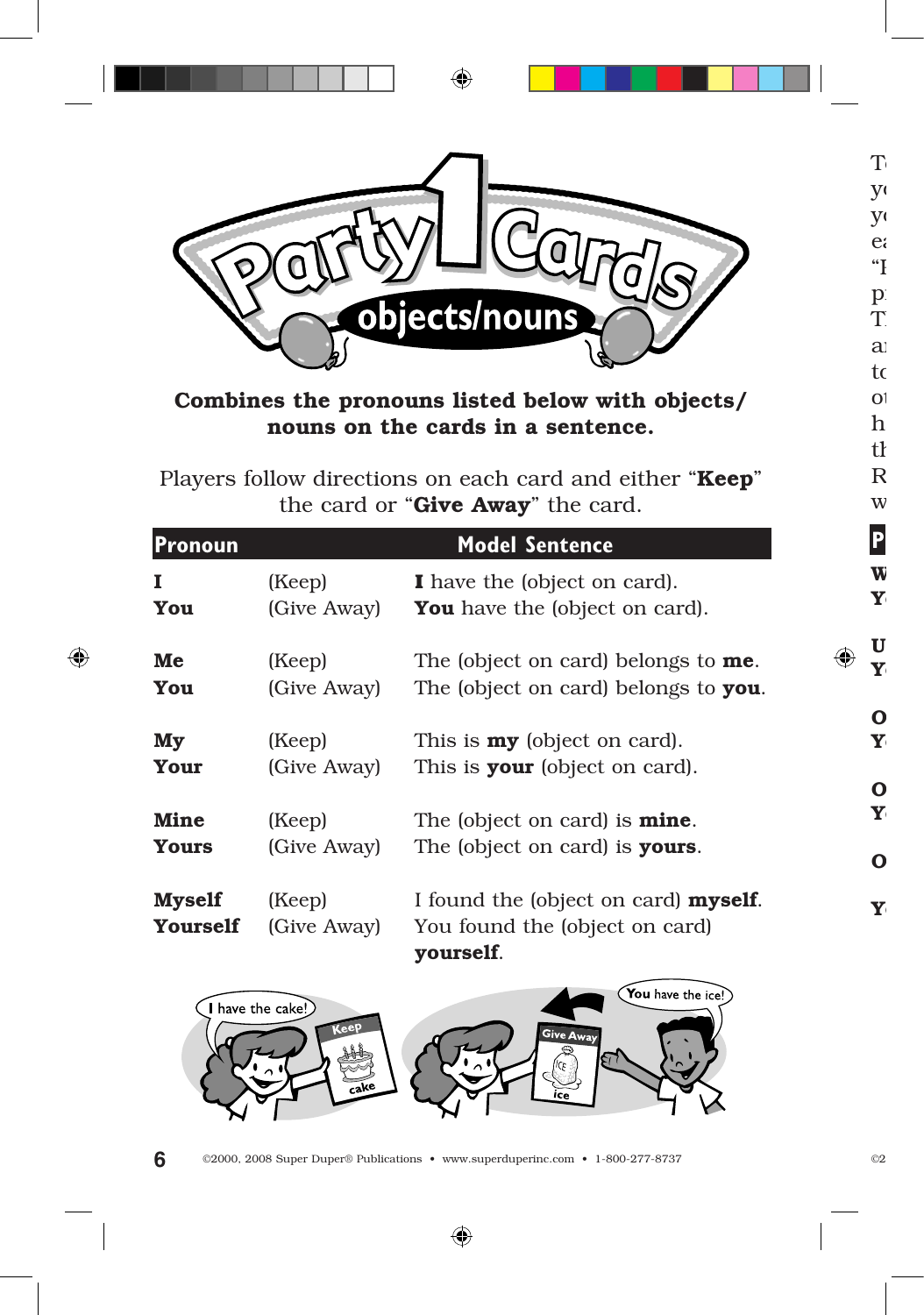# Party 1 Cards

## objects/nouns

**Combines the pronouns listed below with objects/nouns on the cards in a sentence.**

Players follow directions on each card and either "**Keep**" the card or "**Give Away**" the card.

| Pronoun | | Model Sentence |
|---|---|---|
| **I** | (Keep) | **I** have the (object on card). |
| **You** | (Give Away) | **You** have the (object on card). |
| **Me** | (Keep) | The (object on card) belongs to **me**. |
| **You** | (Give Away) | The (object on card) belongs to **you**. |
| **My** | (Keep) | This is **my** (object on card). |
| **Your** | (Give Away) | This is **your** (object on card). |
| **Mine** | (Keep) | The (object on card) is **mine**. |
| **Yours** | (Give Away) | The (object on card) is **yours**. |
| **Myself** | (Keep) | I found the (object on card) **myself**. |
| **Yourself** | (Give Away) | You found the (object on card) **yourself**. |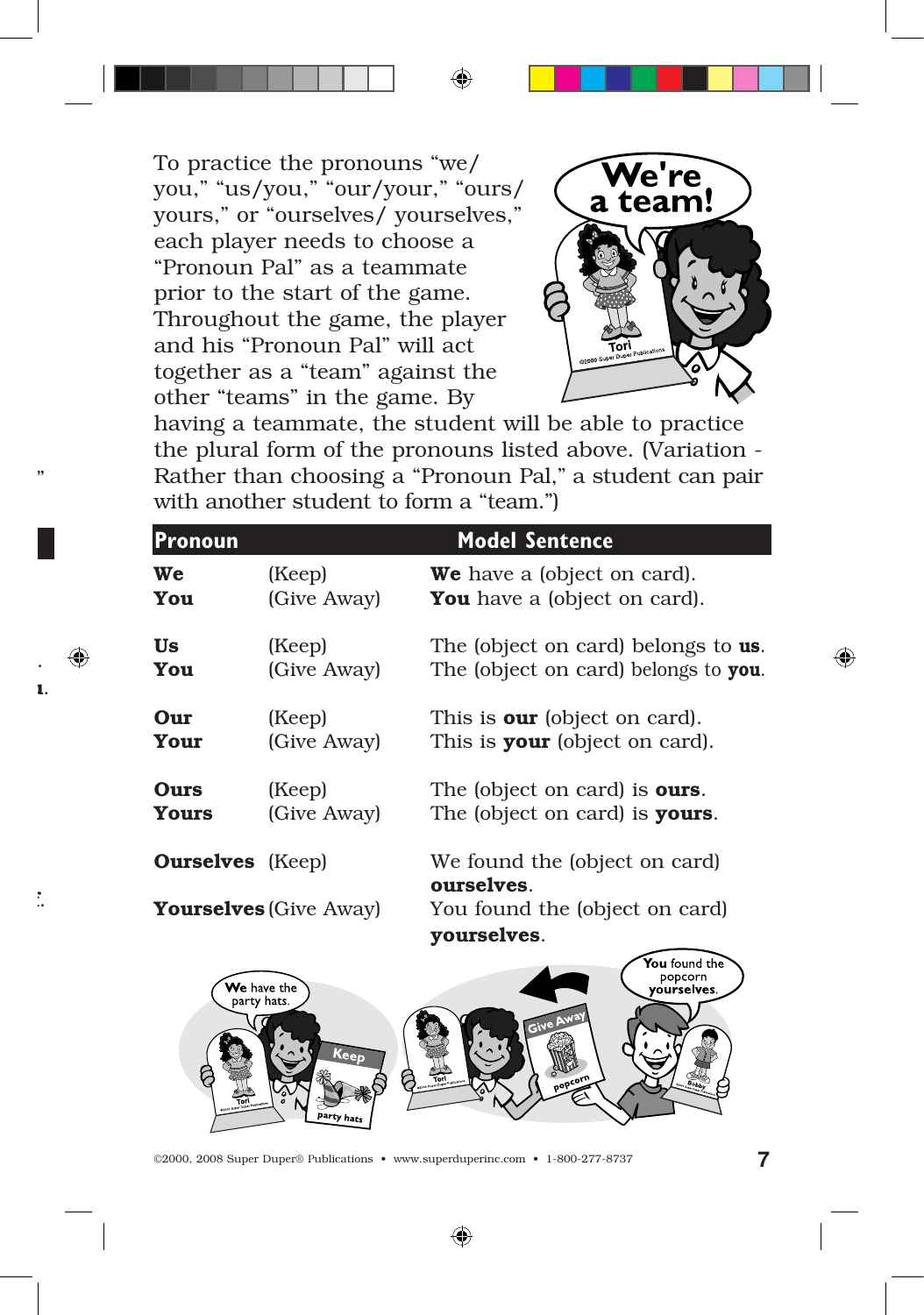To practice the pronouns "we/you," "us/you," "our/your," "ours/yours," or "ourselves/ yourselves," each player needs to choose a "Pronoun Pal" as a teammate prior to the start of the game. Throughout the game, the player and his "Pronoun Pal" will act together as a "team" against the other "teams" in the game. By having a teammate, the student will be able to practice the plural form of the pronouns listed above. (Variation - Rather than choosing a "Pronoun Pal," a student can pair with another student to form a "team.")

| Pronoun | | Model Sentence |
|---|---|---|
| **We** | (Keep) | **We** have a (object on card). |
| **You** | (Give Away) | **You** have a (object on card). |
| **Us** | (Keep) | The (object on card) belongs to **us**. |
| **You** | (Give Away) | The (object on card) belongs to **you**. |
| **Our** | (Keep) | This is **our** (object on card). |
| **Your** | (Give Away) | This is **your** (object on card). |
| **Ours** | (Keep) | The (object on card) is **ours**. |
| **Yours** | (Give Away) | The (object on card) is **yours**. |
| **Ourselves** | (Keep) | We found the (object on card) **ourselves**. |
| **Yourselves** | (Give Away) | You found the (object on card) **yourselves**. |

©2000, 2008 Super Duper® Publications • www.superduperinc.com • 1-800-277-8737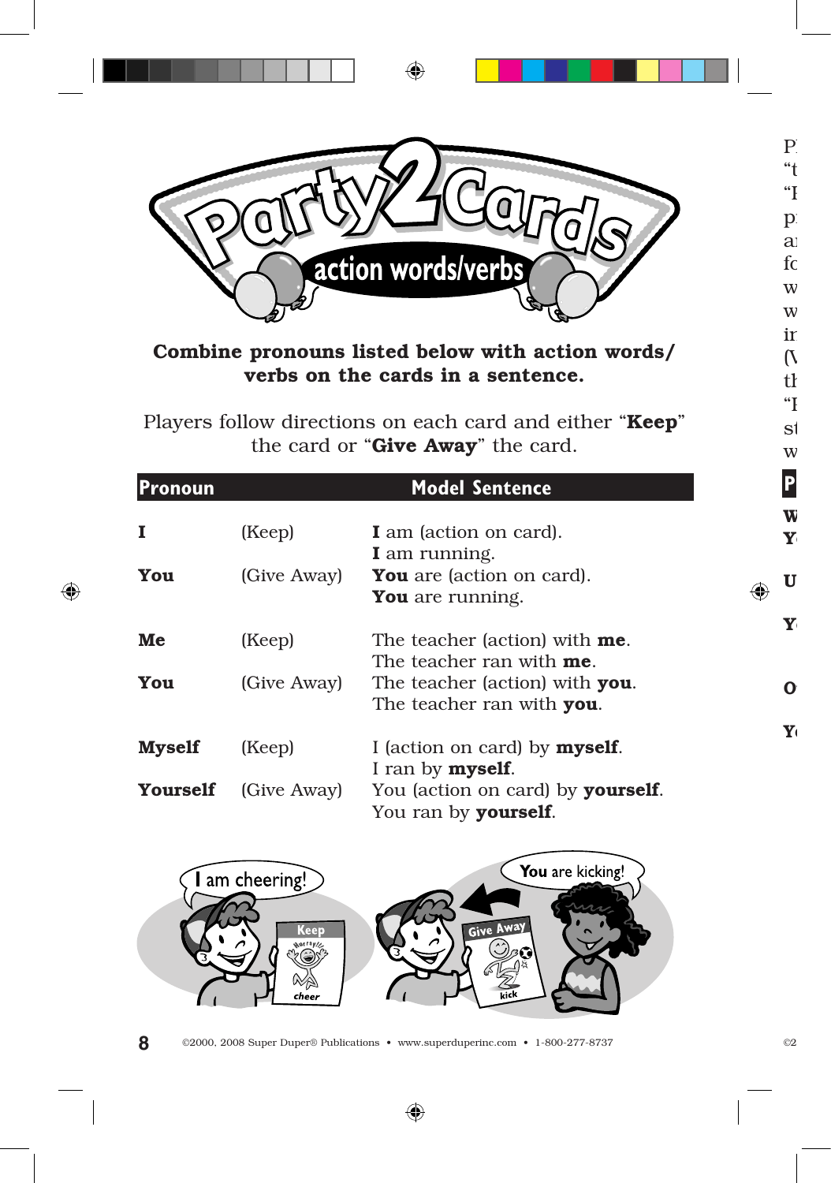# Party2Cards

## action words/verbs

**Combine pronouns listed below with action words/ verbs on the cards in a sentence.**

Players follow directions on each card and either "**Keep**" the card or "**Give Away**" the card.

| Pronoun | | Model Sentence |
|---|---|---|
| **I** | (Keep) | **I** am (action on card). **I** am running. |
| **You** | (Give Away) | **You** are (action on card). **You** are running. |
| **Me** | (Keep) | The teacher (action) with **me**. The teacher ran with **me**. |
| **You** | (Give Away) | The teacher (action) with **you**. The teacher ran with **you**. |
| **Myself** | (Keep) | I (action on card) by **myself**. I ran by **myself**. |
| **Yourself** | (Give Away) | You (action on card) by **yourself**. You ran by **yourself**. |

©2000, 2008 Super Duper® Publications • www.superduperinc.com • 1-800-277-8737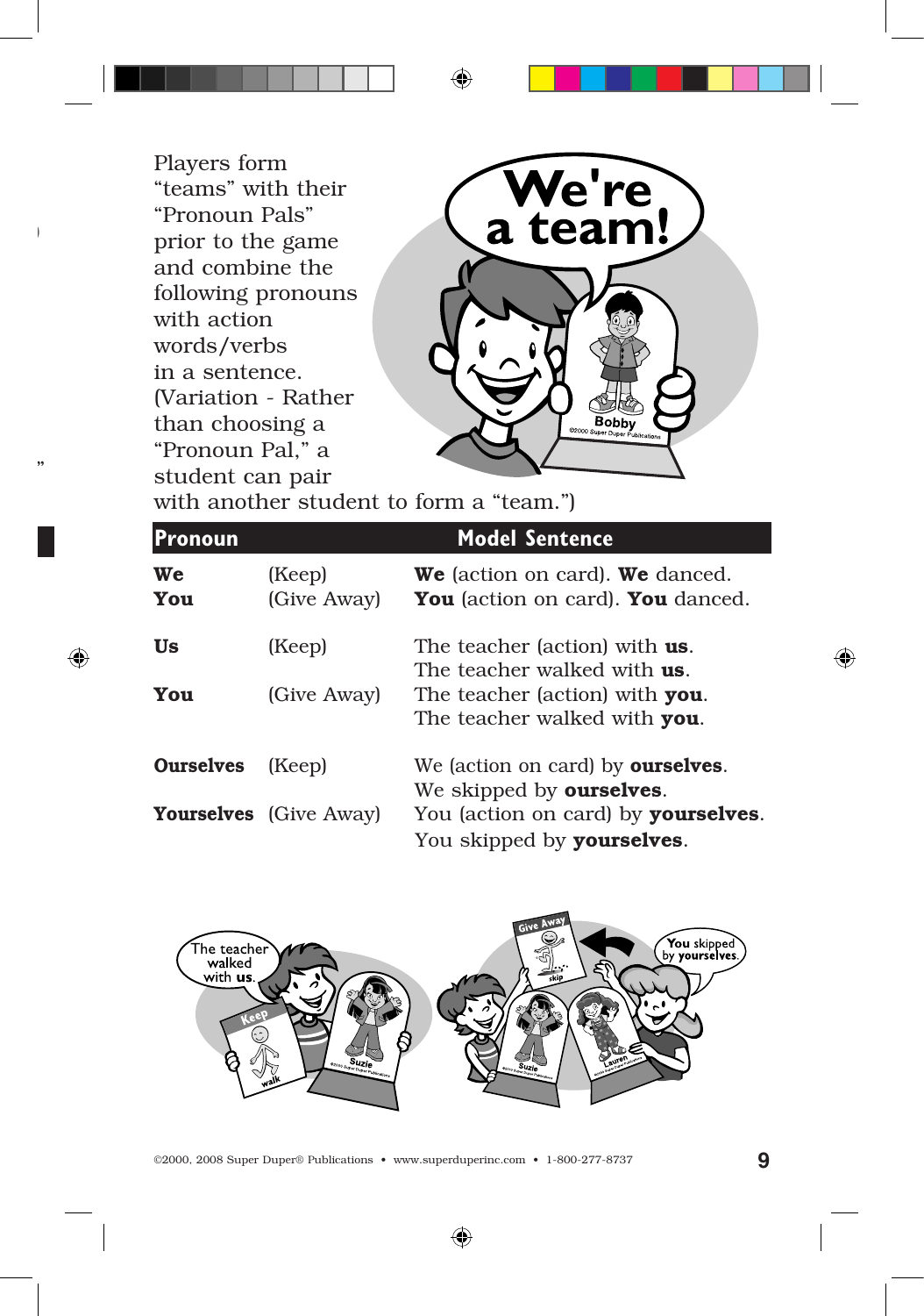Players form "teams" with their "Pronoun Pals" prior to the game and combine the following pronouns with action words/verbs in a sentence. (Variation - Rather than choosing a "Pronoun Pal," a student can pair with another student to form a "team.")

| Pronoun | | Model Sentence |
|---|---|---|
| **We** | (Keep) | **We** (action on card). **We** danced. |
| **You** | (Give Away) | **You** (action on card). **You** danced. |
| **Us** | (Keep) | The teacher (action) with **us**. The teacher walked with **us**. |
| **You** | (Give Away) | The teacher (action) with **you**. The teacher walked with **you**. |
| **Ourselves** | (Keep) | We (action on card) by **ourselves**. We skipped by **ourselves**. |
| **Yourselves** | (Give Away) | You (action on card) by **yourselves**. You skipped by **yourselves**. |

©2000, 2008 Super Duper® Publications • www.superduperinc.com • 1-800-277-8737